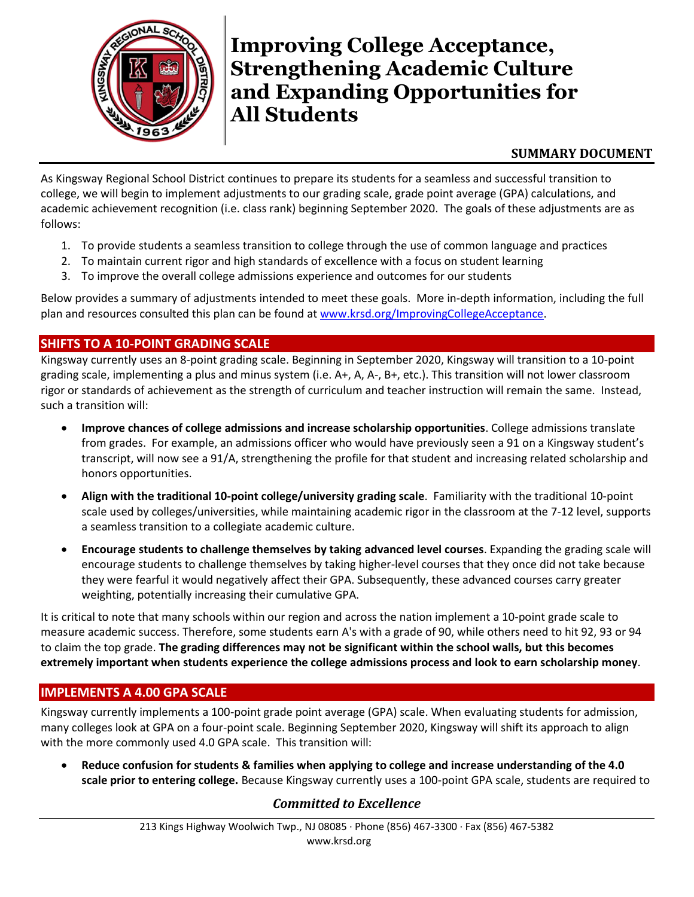# Improving College Acceptance, Strengthening Academic Culture and Expanding Opportunities for All Students

**SUMMARY DOCUMENT**

As Kingsway Regional School District continues to prepare its students for a seamless and successful transition to college, we will begin to implement adjustments to our grading scale, grade point average (GPA) calculations, and academic achievement recognition (i.e. class rank) beginning September 2020. The goals of these adjustments are as follows:

1. To provide students a seamless transition to college through the use of common language and practices
2. To maintain current rigor and high standards of excellence with a focus on student learning
3. To improve the overall college admissions experience and outcomes for our students

Below provides a summary of adjustments intended to meet these goals. More in-depth information, including the full plan and resources consulted this plan can be found at [www.krsd.org/ImprovingCollegeAcceptance](www.krsd.org/ImprovingCollegeAcceptance).

## SHIFTS TO A 10-POINT GRADING SCALE

Kingsway currently uses an 8-point grading scale. Beginning in September 2020, Kingsway will transition to a 10-point grading scale, implementing a plus and minus system (i.e. A+, A, A-, B+, etc.). This transition will not lower classroom rigor or standards of achievement as the strength of curriculum and teacher instruction will remain the same. Instead, such a transition will:

- **Improve chances of college admissions and increase scholarship opportunities**. College admissions translate from grades. For example, an admissions officer who would have previously seen a 91 on a Kingsway student's transcript, will now see a 91/A, strengthening the profile for that student and increasing related scholarship and honors opportunities.
- **Align with the traditional 10-point college/university grading scale**. Familiarity with the traditional 10-point scale used by colleges/universities, while maintaining academic rigor in the classroom at the 7-12 level, supports a seamless transition to a collegiate academic culture.
- **Encourage students to challenge themselves by taking advanced level courses**. Expanding the grading scale will encourage students to challenge themselves by taking higher-level courses that they once did not take because they were fearful it would negatively affect their GPA. Subsequently, these advanced courses carry greater weighting, potentially increasing their cumulative GPA.

It is critical to note that many schools within our region and across the nation implement a 10-point grade scale to measure academic success. Therefore, some students earn A's with a grade of 90, while others need to hit 92, 93 or 94 to claim the top grade. **The grading differences may not be significant within the school walls, but this becomes extremely important when students experience the college admissions process and look to earn scholarship money**.

## IMPLEMENTS A 4.00 GPA SCALE

Kingsway currently implements a 100-point grade point average (GPA) scale. When evaluating students for admission, many colleges look at GPA on a four-point scale. Beginning September 2020, Kingsway will shift its approach to align with the more commonly used 4.0 GPA scale. This transition will:

- **Reduce confusion for students & families when applying to college and increase understanding of the 4.0 scale prior to entering college.** Because Kingsway currently uses a 100-point GPA scale, students are required to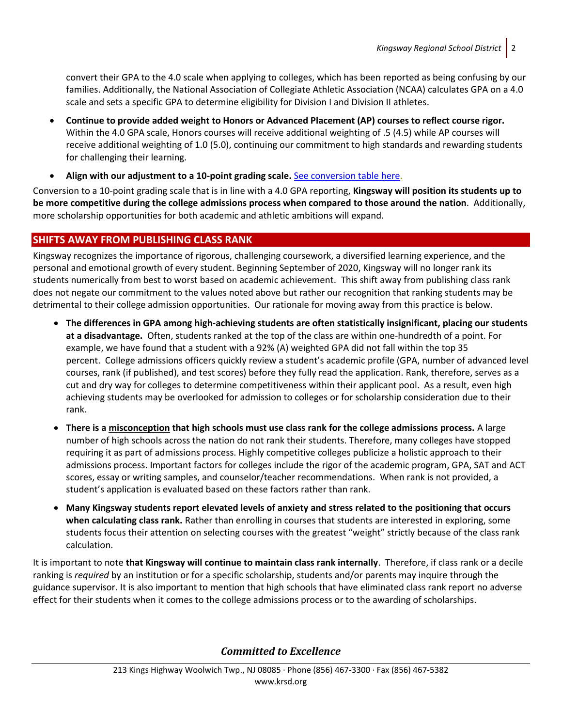convert their GPA to the 4.0 scale when applying to colleges, which has been reported as being confusing by our families. Additionally, the National Association of Collegiate Athletic Association (NCAA) calculates GPA on a 4.0 scale and sets a specific GPA to determine eligibility for Division I and Division II athletes.

- **Continue to provide added weight to Honors or Advanced Placement (AP) courses to reflect course rigor.** Within the 4.0 GPA scale, Honors courses will receive additional weighting of .5 (4.5) while AP courses will receive additional weighting of 1.0 (5.0), continuing our commitment to high standards and rewarding students for challenging their learning.
- **Align with our adjustment to a 10-point grading scale.** See conversion table here.

Conversion to a 10-point grading scale that is in line with a 4.0 GPA reporting, **Kingsway will position its students up to be more competitive during the college admissions process when compared to those around the nation**. Additionally, more scholarship opportunities for both academic and athletic ambitions will expand.

## SHIFTS AWAY FROM PUBLISHING CLASS RANK

Kingsway recognizes the importance of rigorous, challenging coursework, a diversified learning experience, and the personal and emotional growth of every student. Beginning September of 2020, Kingsway will no longer rank its students numerically from best to worst based on academic achievement. This shift away from publishing class rank does not negate our commitment to the values noted above but rather our recognition that ranking students may be detrimental to their college admission opportunities. Our rationale for moving away from this practice is below.

- **The differences in GPA among high-achieving students are often statistically insignificant, placing our students at a disadvantage.** Often, students ranked at the top of the class are within one-hundredth of a point. For example, we have found that a student with a 92% (A) weighted GPA did not fall within the top 35 percent. College admissions officers quickly review a student's academic profile (GPA, number of advanced level courses, rank (if published), and test scores) before they fully read the application. Rank, therefore, serves as a cut and dry way for colleges to determine competitiveness within their applicant pool. As a result, even high achieving students may be overlooked for admission to colleges or for scholarship consideration due to their rank.
- **There is a <u>misconception</u> that high schools must use class rank for the college admissions process.** A large number of high schools across the nation do not rank their students. Therefore, many colleges have stopped requiring it as part of admissions process. Highly competitive colleges publicize a holistic approach to their admissions process. Important factors for colleges include the rigor of the academic program, GPA, SAT and ACT scores, essay or writing samples, and counselor/teacher recommendations. When rank is not provided, a student's application is evaluated based on these factors rather than rank.
- **Many Kingsway students report elevated levels of anxiety and stress related to the positioning that occurs when calculating class rank.** Rather than enrolling in courses that students are interested in exploring, some students focus their attention on selecting courses with the greatest "weight" strictly because of the class rank calculation.

It is important to note **that Kingsway will continue to maintain class rank internally**. Therefore, if class rank or a decile ranking is *required* by an institution or for a specific scholarship, students and/or parents may inquire through the guidance supervisor. It is also important to mention that high schools that have eliminated class rank report no adverse effect for their students when it comes to the college admissions process or to the awarding of scholarships.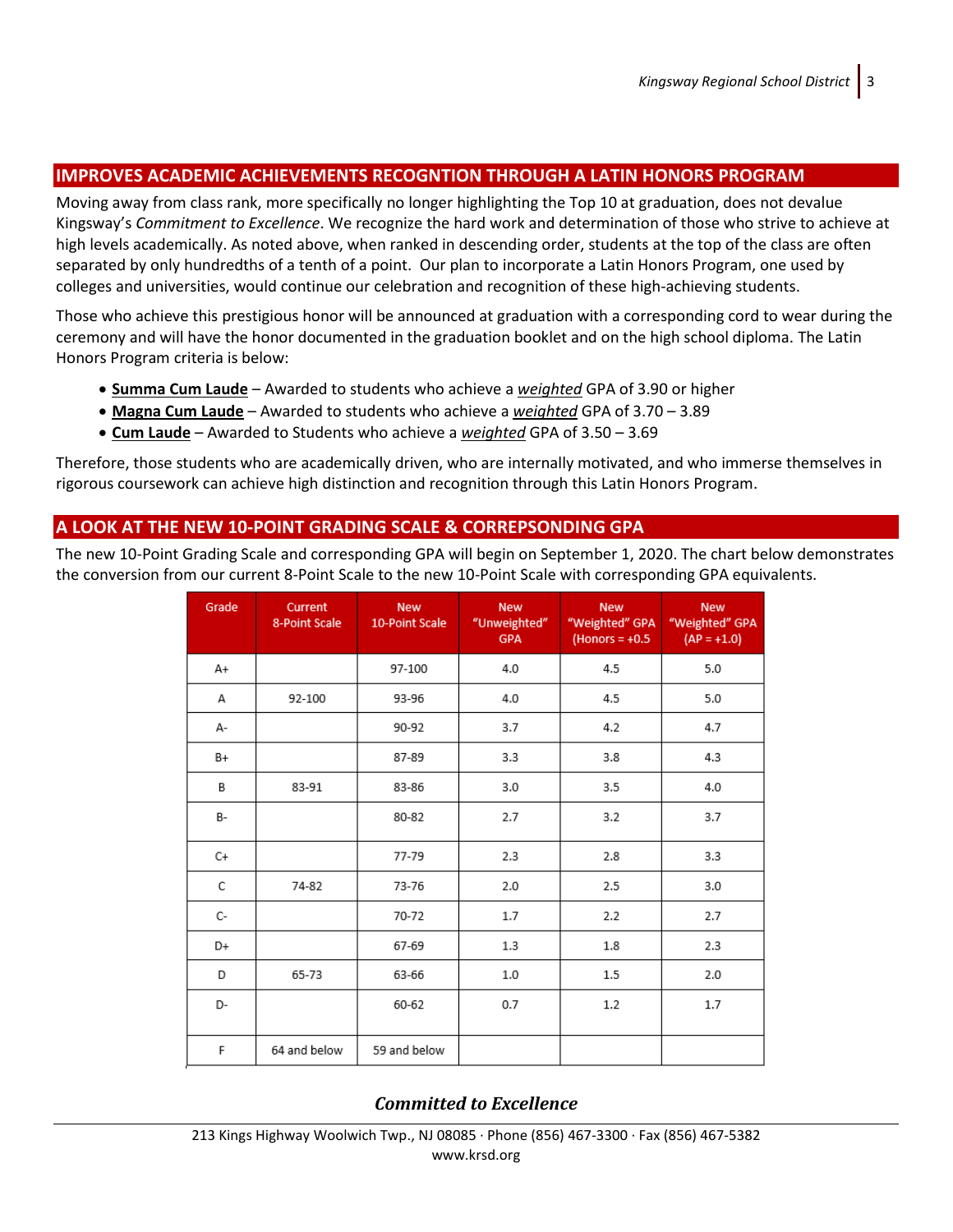## IMPROVES ACADEMIC ACHIEVEMENTS RECOGNTION THROUGH A LATIN HONORS PROGRAM

Moving away from class rank, more specifically no longer highlighting the Top 10 at graduation, does not devalue Kingsway's *Commitment to Excellence*. We recognize the hard work and determination of those who strive to achieve at high levels academically. As noted above, when ranked in descending order, students at the top of the class are often separated by only hundredths of a tenth of a point. Our plan to incorporate a Latin Honors Program, one used by colleges and universities, would continue our celebration and recognition of these high-achieving students.

Those who achieve this prestigious honor will be announced at graduation with a corresponding cord to wear during the ceremony and will have the honor documented in the graduation booklet and on the high school diploma. The Latin Honors Program criteria is below:

- **Summa Cum Laude** – Awarded to students who achieve a *weighted* GPA of 3.90 or higher
- **Magna Cum Laude** – Awarded to students who achieve a *weighted* GPA of 3.70 – 3.89
- **Cum Laude** – Awarded to Students who achieve a *weighted* GPA of 3.50 – 3.69

Therefore, those students who are academically driven, who are internally motivated, and who immerse themselves in rigorous coursework can achieve high distinction and recognition through this Latin Honors Program.

## A LOOK AT THE NEW 10-POINT GRADING SCALE & CORREPSONDING GPA

The new 10-Point Grading Scale and corresponding GPA will begin on September 1, 2020. The chart below demonstrates the conversion from our current 8-Point Scale to the new 10-Point Scale with corresponding GPA equivalents.

| Grade | Current 8-Point Scale | New 10-Point Scale | New "Unweighted" GPA | New "Weighted" GPA (Honors = +0.5 | New "Weighted" GPA (AP = +1.0) |
|---|---|---|---|---|---|
| A+ | | 97-100 | 4.0 | 4.5 | 5.0 |
| A | 92-100 | 93-96 | 4.0 | 4.5 | 5.0 |
| A- | | 90-92 | 3.7 | 4.2 | 4.7 |
| B+ | | 87-89 | 3.3 | 3.8 | 4.3 |
| B | 83-91 | 83-86 | 3.0 | 3.5 | 4.0 |
| B- | | 80-82 | 2.7 | 3.2 | 3.7 |
| C+ | | 77-79 | 2.3 | 2.8 | 3.3 |
| C | 74-82 | 73-76 | 2.0 | 2.5 | 3.0 |
| C- | | 70-72 | 1.7 | 2.2 | 2.7 |
| D+ | | 67-69 | 1.3 | 1.8 | 2.3 |
| D | 65-73 | 63-66 | 1.0 | 1.5 | 2.0 |
| D- | | 60-62 | 0.7 | 1.2 | 1.7 |
| F | 64 and below | 59 and below | | | |